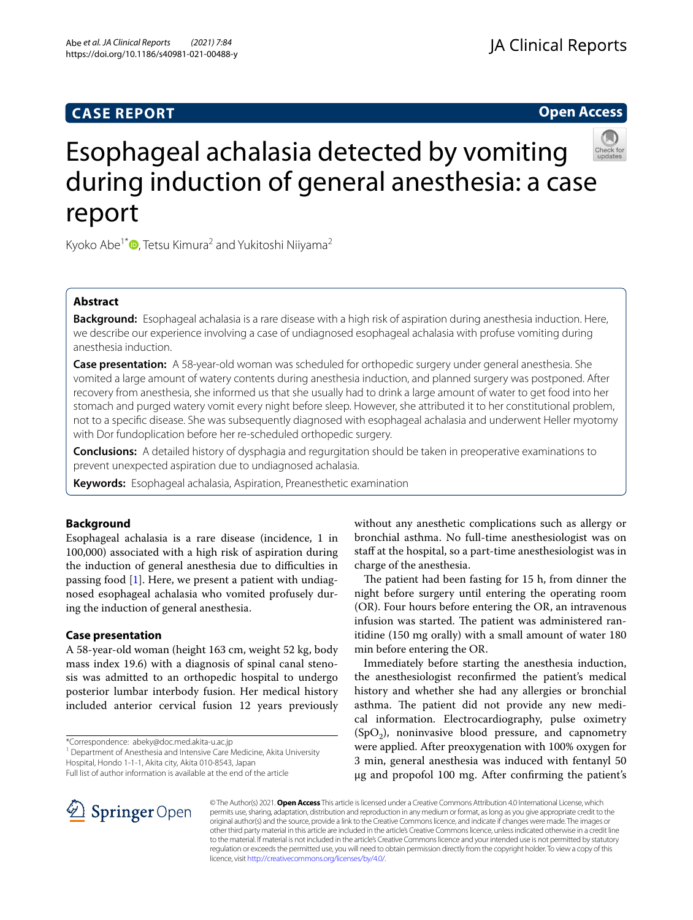CASE REPORT

Open Access

# Esophageal achalasia detected by vomiting during induction of general anesthesia: a case report

Kyoko Abe[1*], Tetsu Kimura[2] and Yukitoshi Niiyama[2]

## Abstract

**Background:** Esophageal achalasia is a rare disease with a high risk of aspiration during anesthesia induction. Here, we describe our experience involving a case of undiagnosed esophageal achalasia with profuse vomiting during anesthesia induction.

**Case presentation:** A 58-year-old woman was scheduled for orthopedic surgery under general anesthesia. She vomited a large amount of watery contents during anesthesia induction, and planned surgery was postponed. After recovery from anesthesia, she informed us that she usually had to drink a large amount of water to get food into her stomach and purged watery vomit every night before sleep. However, she attributed it to her constitutional problem, not to a specific disease. She was subsequently diagnosed with esophageal achalasia and underwent Heller myotomy with Dor fundoplication before her re-scheduled orthopedic surgery.

**Conclusions:** A detailed history of dysphagia and regurgitation should be taken in preoperative examinations to prevent unexpected aspiration due to undiagnosed achalasia.

**Keywords:** Esophageal achalasia, Aspiration, Preanesthetic examination

## Background

Esophageal achalasia is a rare disease (incidence, 1 in 100,000) associated with a high risk of aspiration during the induction of general anesthesia due to difficulties in passing food [1]. Here, we present a patient with undiagnosed esophageal achalasia who vomited profusely during the induction of general anesthesia.

## Case presentation

A 58-year-old woman (height 163 cm, weight 52 kg, body mass index 19.6) with a diagnosis of spinal canal stenosis was admitted to an orthopedic hospital to undergo posterior lumbar interbody fusion. Her medical history included anterior cervical fusion 12 years previously without any anesthetic complications such as allergy or bronchial asthma. No full-time anesthesiologist was on staff at the hospital, so a part-time anesthesiologist was in charge of the anesthesia.

The patient had been fasting for 15 h, from dinner the night before surgery until entering the operating room (OR). Four hours before entering the OR, an intravenous infusion was started. The patient was administered ranitidine (150 mg orally) with a small amount of water 180 min before entering the OR.

Immediately before starting the anesthesia induction, the anesthesiologist reconfirmed the patient's medical history and whether she had any allergies or bronchial asthma. The patient did not provide any new medical information. Electrocardiography, pulse oximetry ($SpO_2$), noninvasive blood pressure, and capnometry were applied. After preoxygenation with 100% oxygen for 3 min, general anesthesia was induced with fentanyl 50 μg and propofol 100 mg. After confirming the patient's

*Correspondence: abeky@doc.med.akita-u.ac.jp
[1] Department of Anesthesia and Intensive Care Medicine, Akita University Hospital, Hondo 1-1-1, Akita city, Akita 010-8543, Japan
Full list of author information is available at the end of the article

© The Author(s) 2021. **Open Access** This article is licensed under a Creative Commons Attribution 4.0 International License, which permits use, sharing, adaptation, distribution and reproduction in any medium or format, as long as you give appropriate credit to the original author(s) and the source, provide a link to the Creative Commons licence, and indicate if changes were made. The images or other third party material in this article are included in the article's Creative Commons licence, unless indicated otherwise in a credit line to the material. If material is not included in the article's Creative Commons licence and your intended use is not permitted by statutory regulation or exceeds the permitted use, you will need to obtain permission directly from the copyright holder. To view a copy of this licence, visit http://creativecommons.org/licenses/by/4.0/.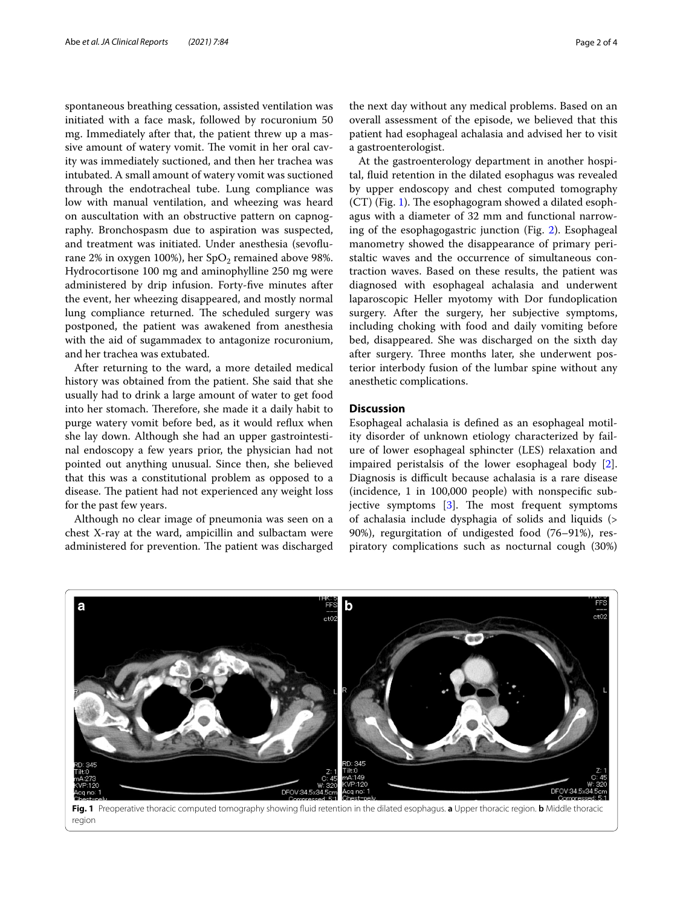spontaneous breathing cessation, assisted ventilation was initiated with a face mask, followed by rocuronium 50 mg. Immediately after that, the patient threw up a massive amount of watery vomit. The vomit in her oral cavity was immediately suctioned, and then her trachea was intubated. A small amount of watery vomit was suctioned through the endotracheal tube. Lung compliance was low with manual ventilation, and wheezing was heard on auscultation with an obstructive pattern on capnography. Bronchospasm due to aspiration was suspected, and treatment was initiated. Under anesthesia (sevoflurane 2% in oxygen 100%), her $SpO_2$ remained above 98%. Hydrocortisone 100 mg and aminophylline 250 mg were administered by drip infusion. Forty-five minutes after the event, her wheezing disappeared, and mostly normal lung compliance returned. The scheduled surgery was postponed, the patient was awakened from anesthesia with the aid of sugammadex to antagonize rocuronium, and her trachea was extubated.

After returning to the ward, a more detailed medical history was obtained from the patient. She said that she usually had to drink a large amount of water to get food into her stomach. Therefore, she made it a daily habit to purge watery vomit before bed, as it would reflux when she lay down. Although she had an upper gastrointestinal endoscopy a few years prior, the physician had not pointed out anything unusual. Since then, she believed that this was a constitutional problem as opposed to a disease. The patient had not experienced any weight loss for the past few years.

Although no clear image of pneumonia was seen on a chest X-ray at the ward, ampicillin and sulbactam were administered for prevention. The patient was discharged the next day without any medical problems. Based on an overall assessment of the episode, we believed that this patient had esophageal achalasia and advised her to visit a gastroenterologist.

At the gastroenterology department in another hospital, fluid retention in the dilated esophagus was revealed by upper endoscopy and chest computed tomography (CT) (Fig. 1). The esophagogram showed a dilated esophagus with a diameter of 32 mm and functional narrowing of the esophagogastric junction (Fig. 2). Esophageal manometry showed the disappearance of primary peristaltic waves and the occurrence of simultaneous contraction waves. Based on these results, the patient was diagnosed with esophageal achalasia and underwent laparoscopic Heller myotomy with Dor fundoplication surgery. After the surgery, her subjective symptoms, including choking with food and daily vomiting before bed, disappeared. She was discharged on the sixth day after surgery. Three months later, she underwent posterior interbody fusion of the lumbar spine without any anesthetic complications.

## Discussion

Esophageal achalasia is defined as an esophageal motility disorder of unknown etiology characterized by failure of lower esophageal sphincter (LES) relaxation and impaired peristalsis of the lower esophageal body [2]. Diagnosis is difficult because achalasia is a rare disease (incidence, 1 in 100,000 people) with nonspecific subjective symptoms [3]. The most frequent symptoms of achalasia include dysphagia of solids and liquids (> 90%), regurgitation of undigested food (76–91%), respiratory complications such as nocturnal cough (30%)

**Fig. 1** Preoperative thoracic computed tomography showing fluid retention in the dilated esophagus. **a** Upper thoracic region. **b** Middle thoracic region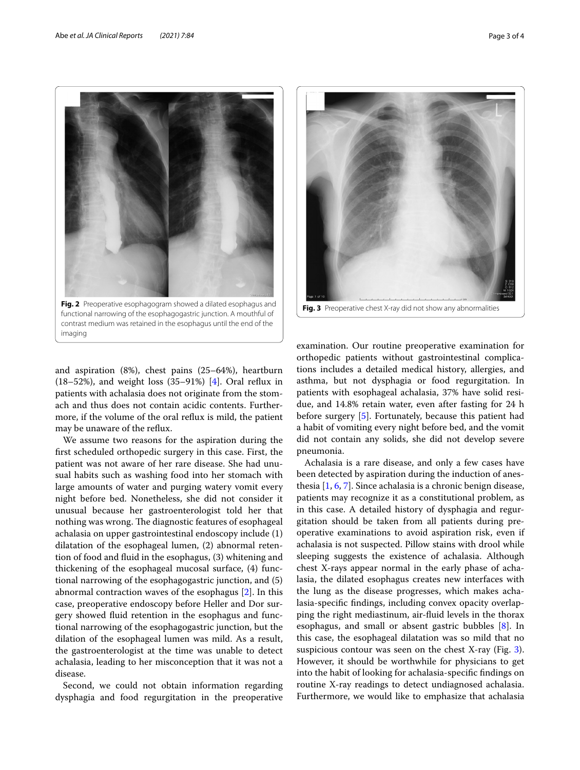Fig. 2 Preoperative esophagogram showed a dilated esophagus and functional narrowing of the esophagogastric junction. A mouthful of contrast medium was retained in the esophagus until the end of the imaging

Fig. 3 Preoperative chest X-ray did not show any abnormalities

and aspiration (8%), chest pains (25–64%), heartburn (18–52%), and weight loss (35–91%) [4]. Oral reflux in patients with achalasia does not originate from the stomach and thus does not contain acidic contents. Furthermore, if the volume of the oral reflux is mild, the patient may be unaware of the reflux.

We assume two reasons for the aspiration during the first scheduled orthopedic surgery in this case. First, the patient was not aware of her rare disease. She had unusual habits such as washing food into her stomach with large amounts of water and purging watery vomit every night before bed. Nonetheless, she did not consider it unusual because her gastroenterologist told her that nothing was wrong. The diagnostic features of esophageal achalasia on upper gastrointestinal endoscopy include (1) dilatation of the esophageal lumen, (2) abnormal retention of food and fluid in the esophagus, (3) whitening and thickening of the esophageal mucosal surface, (4) functional narrowing of the esophagogastric junction, and (5) abnormal contraction waves of the esophagus [2]. In this case, preoperative endoscopy before Heller and Dor surgery showed fluid retention in the esophagus and functional narrowing of the esophagogastric junction, but the dilation of the esophageal lumen was mild. As a result, the gastroenterologist at the time was unable to detect achalasia, leading to her misconception that it was not a disease.

Second, we could not obtain information regarding dysphagia and food regurgitation in the preoperative examination. Our routine preoperative examination for orthopedic patients without gastrointestinal complications includes a detailed medical history, allergies, and asthma, but not dysphagia or food regurgitation. In patients with esophageal achalasia, 37% have solid residue, and 14.8% retain water, even after fasting for 24 h before surgery [5]. Fortunately, because this patient had a habit of vomiting every night before bed, and the vomit did not contain any solids, she did not develop severe pneumonia.

Achalasia is a rare disease, and only a few cases have been detected by aspiration during the induction of anesthesia [1, 6, 7]. Since achalasia is a chronic benign disease, patients may recognize it as a constitutional problem, as in this case. A detailed history of dysphagia and regurgitation should be taken from all patients during preoperative examinations to avoid aspiration risk, even if achalasia is not suspected. Pillow stains with drool while sleeping suggests the existence of achalasia. Although chest X-rays appear normal in the early phase of achalasia, the dilated esophagus creates new interfaces with the lung as the disease progresses, which makes achalasia-specific findings, including convex opacity overlapping the right mediastinum, air-fluid levels in the thorax esophagus, and small or absent gastric bubbles [8]. In this case, the esophageal dilatation was so mild that no suspicious contour was seen on the chest X-ray (Fig. 3). However, it should be worthwhile for physicians to get into the habit of looking for achalasia-specific findings on routine X-ray readings to detect undiagnosed achalasia. Furthermore, we would like to emphasize that achalasia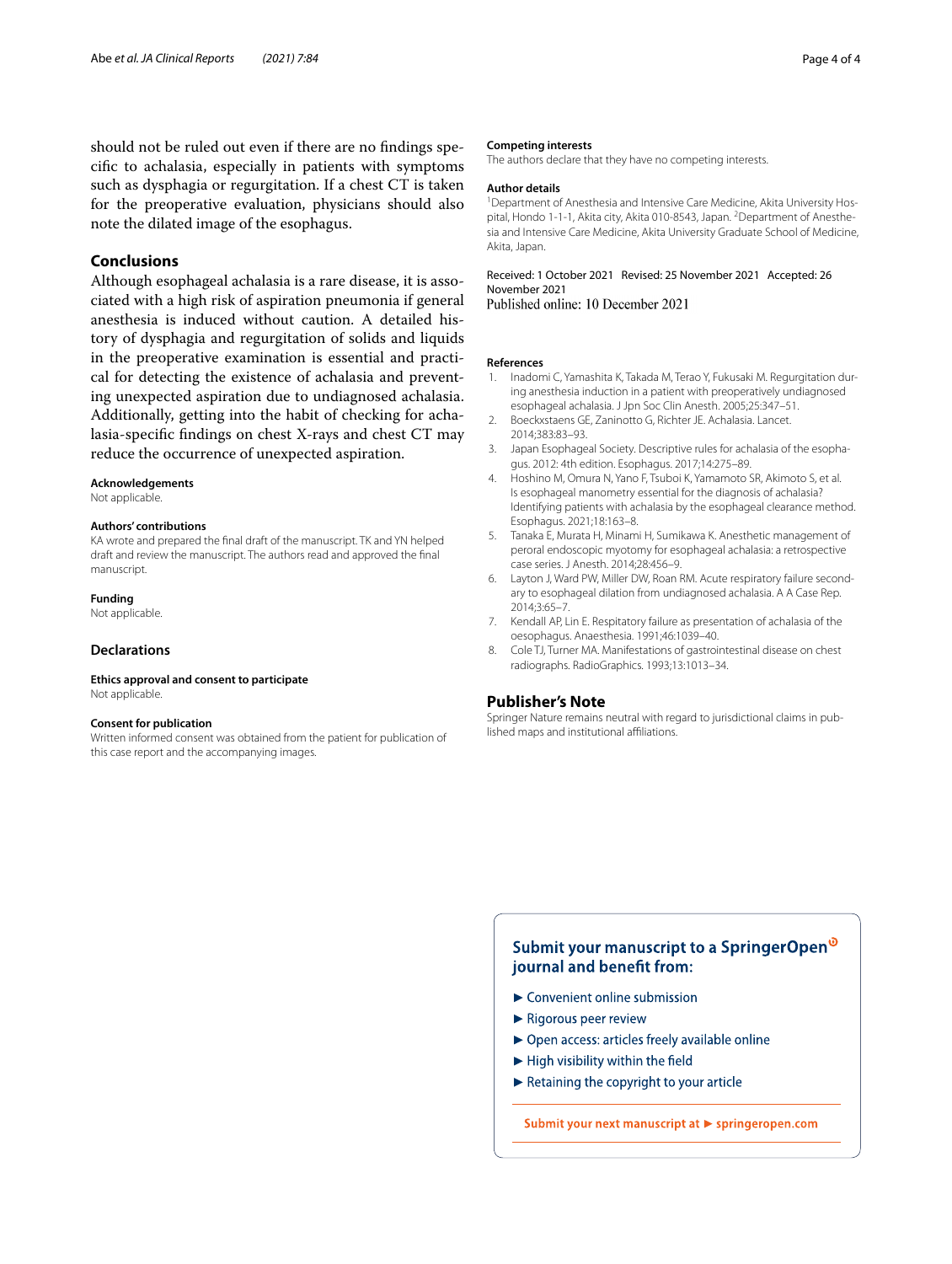should not be ruled out even if there are no findings specific to achalasia, especially in patients with symptoms such as dysphagia or regurgitation. If a chest CT is taken for the preoperative evaluation, physicians should also note the dilated image of the esophagus.

## Conclusions

Although esophageal achalasia is a rare disease, it is associated with a high risk of aspiration pneumonia if general anesthesia is induced without caution. A detailed history of dysphagia and regurgitation of solids and liquids in the preoperative examination is essential and practical for detecting the existence of achalasia and preventing unexpected aspiration due to undiagnosed achalasia. Additionally, getting into the habit of checking for achalasia-specific findings on chest X-rays and chest CT may reduce the occurrence of unexpected aspiration.

**Acknowledgements**

Not applicable.

**Authors' contributions**

KA wrote and prepared the final draft of the manuscript. TK and YN helped draft and review the manuscript. The authors read and approved the final manuscript.

**Funding**

Not applicable.

## Declarations

**Ethics approval and consent to participate**

Not applicable.

**Consent for publication**

Written informed consent was obtained from the patient for publication of this case report and the accompanying images.

**Competing interests**

The authors declare that they have no competing interests.

**Author details**

[1]Department of Anesthesia and Intensive Care Medicine, Akita University Hospital, Hondo 1-1-1, Akita city, Akita 010-8543, Japan. [2]Department of Anesthesia and Intensive Care Medicine, Akita University Graduate School of Medicine, Akita, Japan.

Received: 1 October 2021 Revised: 25 November 2021 Accepted: 26 November 2021
Published online: 10 December 2021

## References

1. Inadomi C, Yamashita K, Takada M, Terao Y, Fukusaki M. Regurgitation during anesthesia induction in a patient with preoperatively undiagnosed esophageal achalasia. J Jpn Soc Clin Anesth. 2005;25:347–51.
2. Boeckxstaens GE, Zaninotto G, Richter JE. Achalasia. Lancet. 2014;383:83–93.
3. Japan Esophageal Society. Descriptive rules for achalasia of the esophagus. 2012: 4th edition. Esophagus. 2017;14:275–89.
4. Hoshino M, Omura N, Yano F, Tsuboi K, Yamamoto SR, Akimoto S, et al. Is esophageal manometry essential for the diagnosis of achalasia? Identifying patients with achalasia by the esophageal clearance method. Esophagus. 2021;18:163–8.
5. Tanaka E, Murata H, Minami H, Sumikawa K. Anesthetic management of peroral endoscopic myotomy for esophageal achalasia: a retrospective case series. J Anesth. 2014;28:456–9.
6. Layton J, Ward PW, Miller DW, Roan RM. Acute respiratory failure secondary to esophageal dilation from undiagnosed achalasia. A A Case Rep. 2014;3:65–7.
7. Kendall AP, Lin E. Respitatory failure as presentation of achalasia of the oesophagus. Anaesthesia. 1991;46:1039–40.
8. Cole TJ, Turner MA. Manifestations of gastrointestinal disease on chest radiographs. RadioGraphics. 1993;13:1013–34.

## Publisher's Note

Springer Nature remains neutral with regard to jurisdictional claims in published maps and institutional affiliations.

**Submit your manuscript to a SpringerOpen journal and benefit from:**

- ► Convenient online submission
- ► Rigorous peer review
- ► Open access: articles freely available online
- ► High visibility within the field
- ► Retaining the copyright to your article

**Submit your next manuscript at ► springeropen.com**